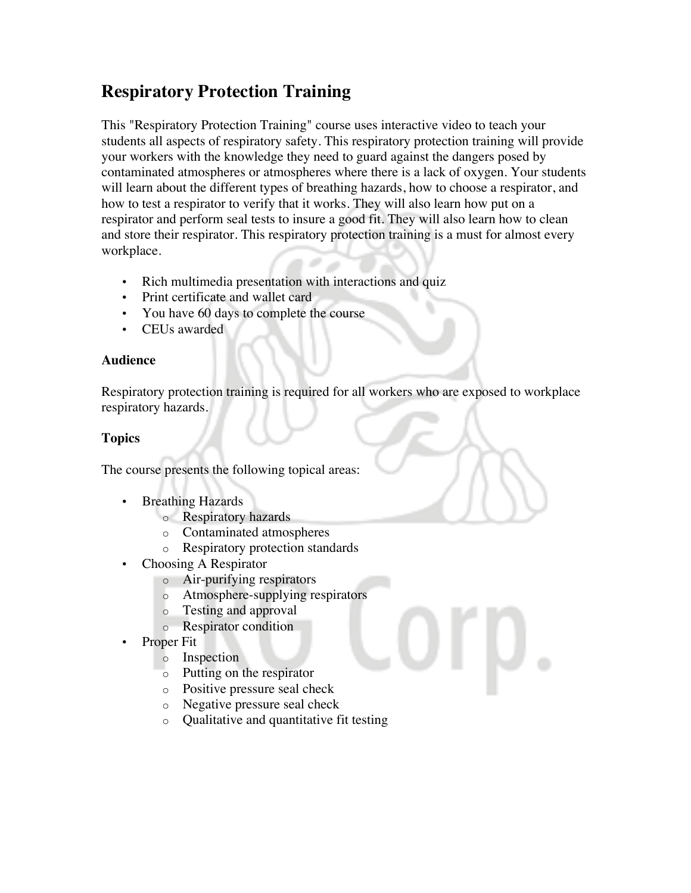# Respiratory Protection Training

This "Respiratory Protection Training" course uses interactive video to teach your students all aspects of respiratory safety. This respiratory protection training will provide your workers with the knowledge they need to guard against the dangers posed by contaminated atmospheres or atmospheres where there is a lack of oxygen. Your students will learn about the different types of breathing hazards, how to choose a respirator, and how to test a respirator to verify that it works. They will also learn how put on a respirator and perform seal tests to insure a good fit. They will also learn how to clean and store their respirator. This respiratory protection training is a must for almost every workplace.

- Rich multimedia presentation with interactions and quiz
- Print certificate and wallet card
- You have 60 days to complete the course
- CEUs awarded

**Audience**

Respiratory protection training is required for all workers who are exposed to workplace respiratory hazards.

**Topics**

The course presents the following topical areas:

- Breathing Hazards
  - Respiratory hazards
  - Contaminated atmospheres
  - Respiratory protection standards
- Choosing A Respirator
  - Air-purifying respirators
  - Atmosphere-supplying respirators
  - Testing and approval
  - Respirator condition
- Proper Fit
  - Inspection
  - Putting on the respirator
  - Positive pressure seal check
  - Negative pressure seal check
  - Qualitative and quantitative fit testing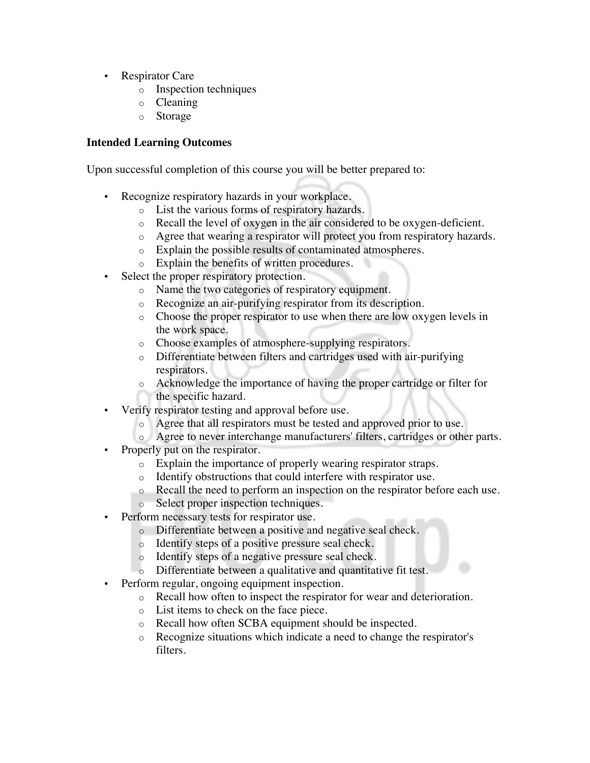- Respirator Care
  - Inspection techniques
  - Cleaning
  - Storage

**Intended Learning Outcomes**

Upon successful completion of this course you will be better prepared to:

- Recognize respiratory hazards in your workplace.
  - List the various forms of respiratory hazards.
  - Recall the level of oxygen in the air considered to be oxygen-deficient.
  - Agree that wearing a respirator will protect you from respiratory hazards.
  - Explain the possible results of contaminated atmospheres.
  - Explain the benefits of written procedures.
- Select the proper respiratory protection.
  - Name the two categories of respiratory equipment.
  - Recognize an air-purifying respirator from its description.
  - Choose the proper respirator to use when there are low oxygen levels in the work space.
  - Choose examples of atmosphere-supplying respirators.
  - Differentiate between filters and cartridges used with air-purifying respirators.
  - Acknowledge the importance of having the proper cartridge or filter for the specific hazard.
- Verify respirator testing and approval before use.
  - Agree that all respirators must be tested and approved prior to use.
  - Agree to never interchange manufacturers' filters, cartridges or other parts.
- Properly put on the respirator.
  - Explain the importance of properly wearing respirator straps.
  - Identify obstructions that could interfere with respirator use.
  - Recall the need to perform an inspection on the respirator before each use.
  - Select proper inspection techniques.
- Perform necessary tests for respirator use.
  - Differentiate between a positive and negative seal check.
  - Identify steps of a positive pressure seal check.
  - Identify steps of a negative pressure seal check.
  - Differentiate between a qualitative and quantitative fit test.
- Perform regular, ongoing equipment inspection.
  - Recall how often to inspect the respirator for wear and deterioration.
  - List items to check on the face piece.
  - Recall how often SCBA equipment should be inspected.
  - Recognize situations which indicate a need to change the respirator's filters.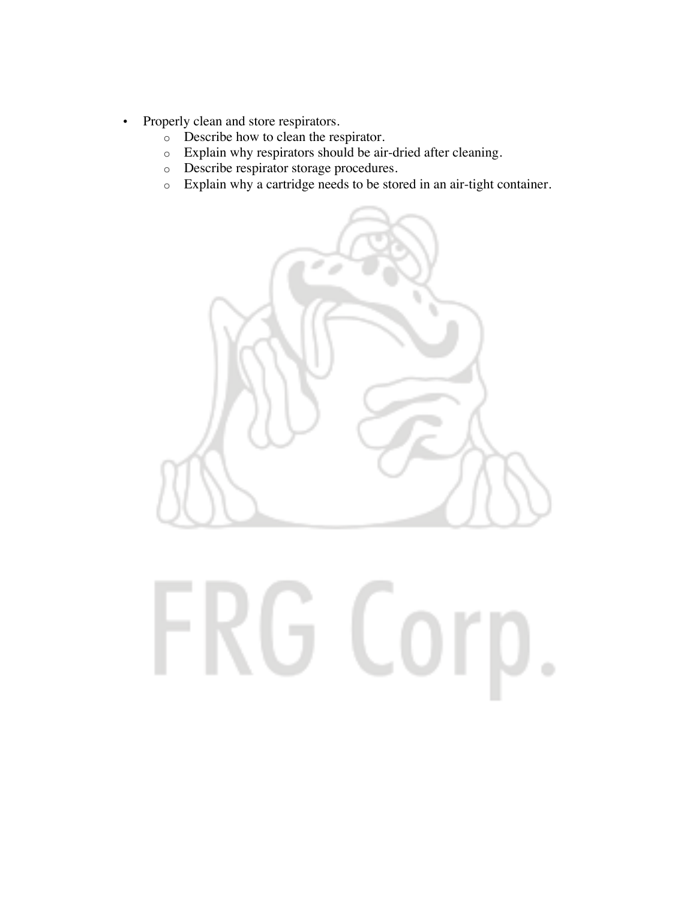- Properly clean and store respirators.
  - Describe how to clean the respirator.
  - Explain why respirators should be air-dried after cleaning.
  - Describe respirator storage procedures.
  - Explain why a cartridge needs to be stored in an air-tight container.